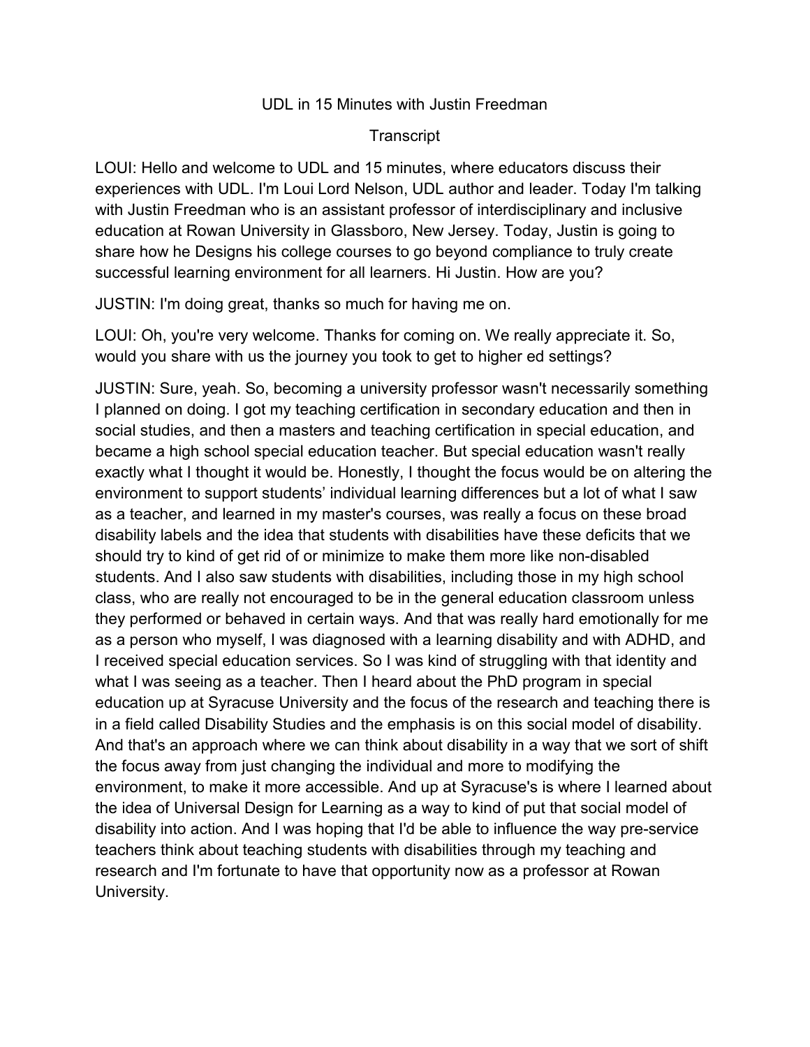# UDL in 15 Minutes with Justin Freedman

## Transcript

LOUI: Hello and welcome to UDL and 15 minutes, where educators discuss their experiences with UDL. I'm Loui Lord Nelson, UDL author and leader. Today I'm talking with Justin Freedman who is an assistant professor of interdisciplinary and inclusive education at Rowan University in Glassboro, New Jersey. Today, Justin is going to share how he Designs his college courses to go beyond compliance to truly create successful learning environment for all learners. Hi Justin. How are you?

JUSTIN: I'm doing great, thanks so much for having me on.

LOUI: Oh, you're very welcome. Thanks for coming on. We really appreciate it. So, would you share with us the journey you took to get to higher ed settings?

JUSTIN: Sure, yeah. So, becoming a university professor wasn't necessarily something I planned on doing. I got my teaching certification in secondary education and then in social studies, and then a masters and teaching certification in special education, and became a high school special education teacher. But special education wasn't really exactly what I thought it would be. Honestly, I thought the focus would be on altering the environment to support students' individual learning differences but a lot of what I saw as a teacher, and learned in my master's courses, was really a focus on these broad disability labels and the idea that students with disabilities have these deficits that we should try to kind of get rid of or minimize to make them more like non-disabled students. And I also saw students with disabilities, including those in my high school class, who are really not encouraged to be in the general education classroom unless they performed or behaved in certain ways. And that was really hard emotionally for me as a person who myself, I was diagnosed with a learning disability and with ADHD, and I received special education services. So I was kind of struggling with that identity and what I was seeing as a teacher. Then I heard about the PhD program in special education up at Syracuse University and the focus of the research and teaching there is in a field called Disability Studies and the emphasis is on this social model of disability. And that's an approach where we can think about disability in a way that we sort of shift the focus away from just changing the individual and more to modifying the environment, to make it more accessible. And up at Syracuse's is where I learned about the idea of Universal Design for Learning as a way to kind of put that social model of disability into action. And I was hoping that I'd be able to influence the way pre-service teachers think about teaching students with disabilities through my teaching and research and I'm fortunate to have that opportunity now as a professor at Rowan University.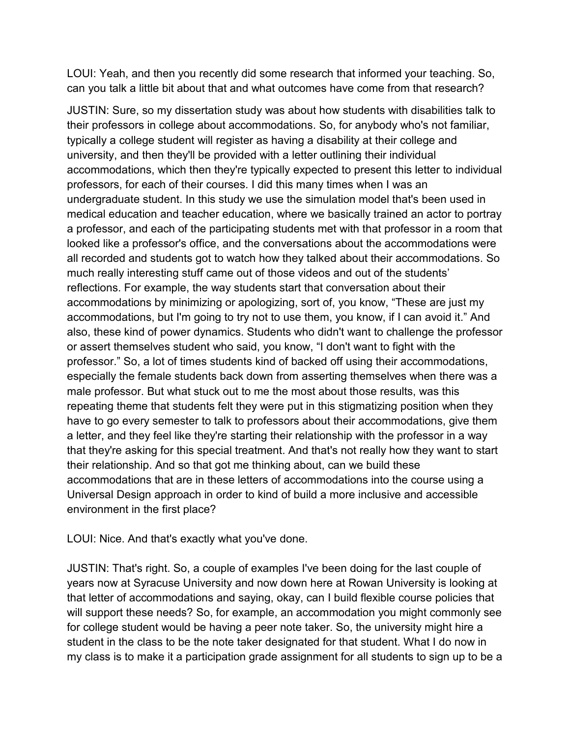LOUI: Yeah, and then you recently did some research that informed your teaching. So, can you talk a little bit about that and what outcomes have come from that research?

JUSTIN: Sure, so my dissertation study was about how students with disabilities talk to their professors in college about accommodations. So, for anybody who's not familiar, typically a college student will register as having a disability at their college and university, and then they'll be provided with a letter outlining their individual accommodations, which then they're typically expected to present this letter to individual professors, for each of their courses. I did this many times when I was an undergraduate student. In this study we use the simulation model that's been used in medical education and teacher education, where we basically trained an actor to portray a professor, and each of the participating students met with that professor in a room that looked like a professor's office, and the conversations about the accommodations were all recorded and students got to watch how they talked about their accommodations. So much really interesting stuff came out of those videos and out of the students' reflections. For example, the way students start that conversation about their accommodations by minimizing or apologizing, sort of, you know, "These are just my accommodations, but I'm going to try not to use them, you know, if I can avoid it." And also, these kind of power dynamics. Students who didn't want to challenge the professor or assert themselves student who said, you know, "I don't want to fight with the professor." So, a lot of times students kind of backed off using their accommodations, especially the female students back down from asserting themselves when there was a male professor. But what stuck out to me the most about those results, was this repeating theme that students felt they were put in this stigmatizing position when they have to go every semester to talk to professors about their accommodations, give them a letter, and they feel like they're starting their relationship with the professor in a way that they're asking for this special treatment. And that's not really how they want to start their relationship. And so that got me thinking about, can we build these accommodations that are in these letters of accommodations into the course using a Universal Design approach in order to kind of build a more inclusive and accessible environment in the first place?

LOUI: Nice. And that's exactly what you've done.

JUSTIN: That's right. So, a couple of examples I've been doing for the last couple of years now at Syracuse University and now down here at Rowan University is looking at that letter of accommodations and saying, okay, can I build flexible course policies that will support these needs? So, for example, an accommodation you might commonly see for college student would be having a peer note taker. So, the university might hire a student in the class to be the note taker designated for that student. What I do now in my class is to make it a participation grade assignment for all students to sign up to be a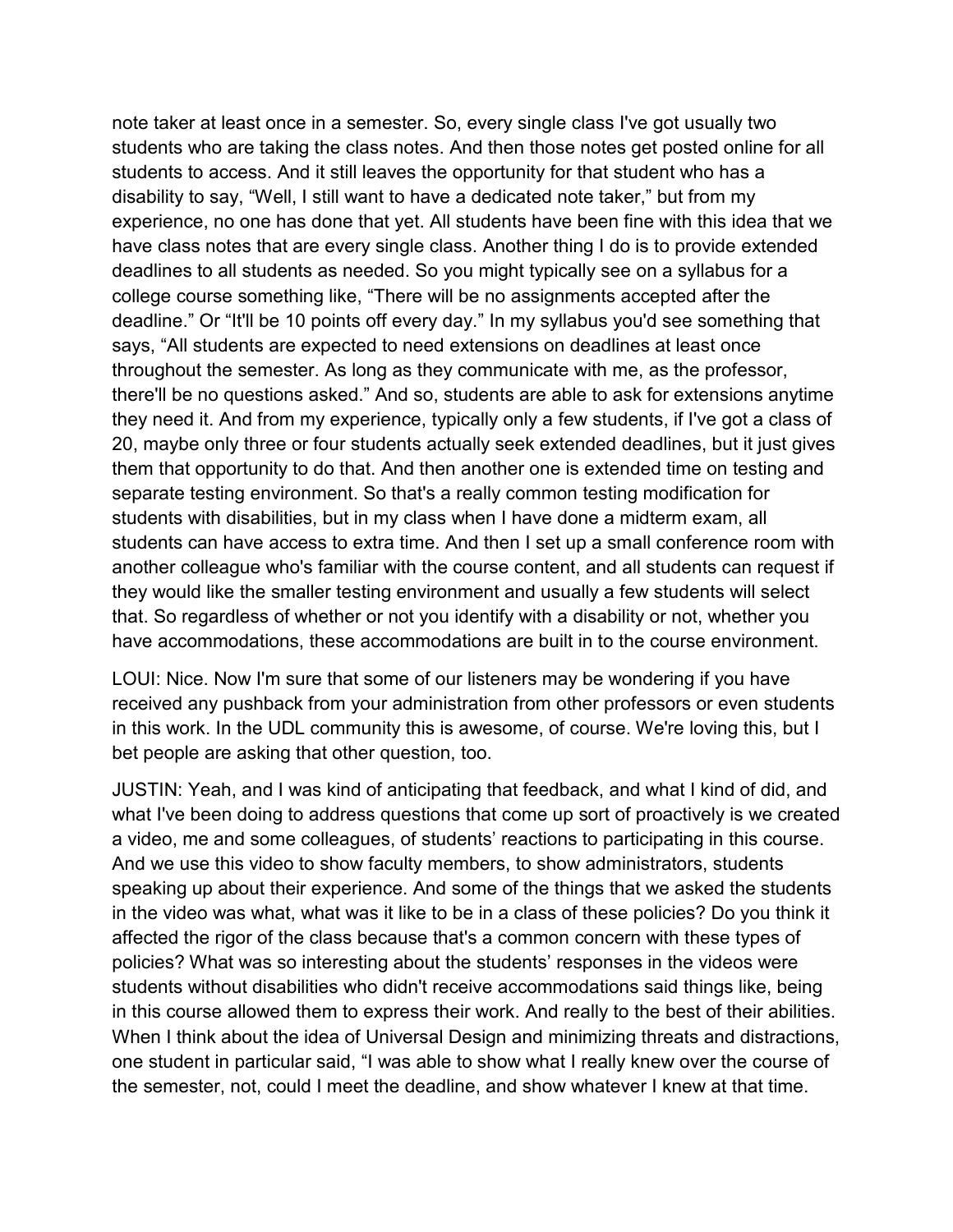note taker at least once in a semester. So, every single class I've got usually two students who are taking the class notes. And then those notes get posted online for all students to access. And it still leaves the opportunity for that student who has a disability to say, "Well, I still want to have a dedicated note taker," but from my experience, no one has done that yet. All students have been fine with this idea that we have class notes that are every single class. Another thing I do is to provide extended deadlines to all students as needed. So you might typically see on a syllabus for a college course something like, "There will be no assignments accepted after the deadline." Or "It'll be 10 points off every day." In my syllabus you'd see something that says, "All students are expected to need extensions on deadlines at least once throughout the semester. As long as they communicate with me, as the professor, there'll be no questions asked." And so, students are able to ask for extensions anytime they need it. And from my experience, typically only a few students, if I've got a class of 20, maybe only three or four students actually seek extended deadlines, but it just gives them that opportunity to do that. And then another one is extended time on testing and separate testing environment. So that's a really common testing modification for students with disabilities, but in my class when I have done a midterm exam, all students can have access to extra time. And then I set up a small conference room with another colleague who's familiar with the course content, and all students can request if they would like the smaller testing environment and usually a few students will select that. So regardless of whether or not you identify with a disability or not, whether you have accommodations, these accommodations are built in to the course environment.

LOUI: Nice. Now I'm sure that some of our listeners may be wondering if you have received any pushback from your administration from other professors or even students in this work. In the UDL community this is awesome, of course. We're loving this, but I bet people are asking that other question, too.

JUSTIN: Yeah, and I was kind of anticipating that feedback, and what I kind of did, and what I've been doing to address questions that come up sort of proactively is we created a video, me and some colleagues, of students' reactions to participating in this course. And we use this video to show faculty members, to show administrators, students speaking up about their experience. And some of the things that we asked the students in the video was what, what was it like to be in a class of these policies? Do you think it affected the rigor of the class because that's a common concern with these types of policies? What was so interesting about the students' responses in the videos were students without disabilities who didn't receive accommodations said things like, being in this course allowed them to express their work. And really to the best of their abilities. When I think about the idea of Universal Design and minimizing threats and distractions, one student in particular said, "I was able to show what I really knew over the course of the semester, not, could I meet the deadline, and show whatever I knew at that time.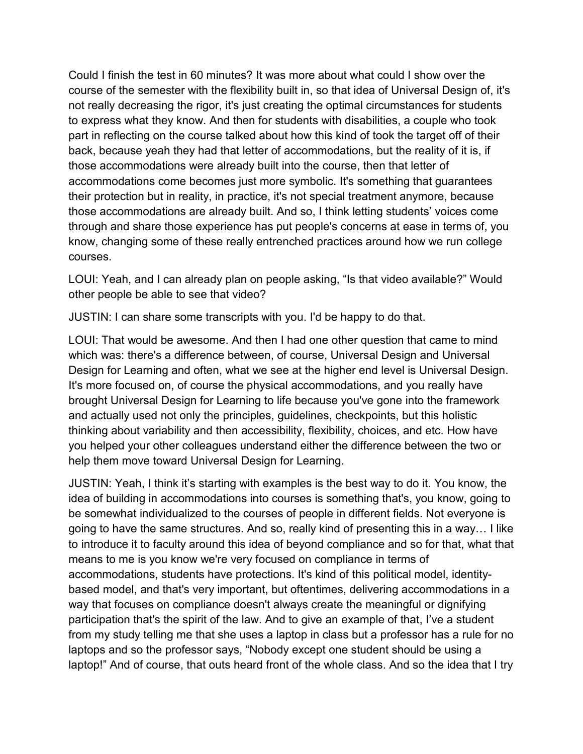Could I finish the test in 60 minutes? It was more about what could I show over the course of the semester with the flexibility built in, so that idea of Universal Design of, it's not really decreasing the rigor, it's just creating the optimal circumstances for students to express what they know. And then for students with disabilities, a couple who took part in reflecting on the course talked about how this kind of took the target off of their back, because yeah they had that letter of accommodations, but the reality of it is, if those accommodations were already built into the course, then that letter of accommodations come becomes just more symbolic. It's something that guarantees their protection but in reality, in practice, it's not special treatment anymore, because those accommodations are already built. And so, I think letting students' voices come through and share those experience has put people's concerns at ease in terms of, you know, changing some of these really entrenched practices around how we run college courses.

LOUI: Yeah, and I can already plan on people asking, "Is that video available?" Would other people be able to see that video?

JUSTIN: I can share some transcripts with you. I'd be happy to do that.

LOUI: That would be awesome. And then I had one other question that came to mind which was: there's a difference between, of course, Universal Design and Universal Design for Learning and often, what we see at the higher end level is Universal Design. It's more focused on, of course the physical accommodations, and you really have brought Universal Design for Learning to life because you've gone into the framework and actually used not only the principles, guidelines, checkpoints, but this holistic thinking about variability and then accessibility, flexibility, choices, and etc. How have you helped your other colleagues understand either the difference between the two or help them move toward Universal Design for Learning.

JUSTIN: Yeah, I think it's starting with examples is the best way to do it. You know, the idea of building in accommodations into courses is something that's, you know, going to be somewhat individualized to the courses of people in different fields. Not everyone is going to have the same structures. And so, really kind of presenting this in a way… I like to introduce it to faculty around this idea of beyond compliance and so for that, what that means to me is you know we're very focused on compliance in terms of accommodations, students have protections. It's kind of this political model, identity-based model, and that's very important, but oftentimes, delivering accommodations in a way that focuses on compliance doesn't always create the meaningful or dignifying participation that's the spirit of the law. And to give an example of that, I've a student from my study telling me that she uses a laptop in class but a professor has a rule for no laptops and so the professor says, "Nobody except one student should be using a laptop!" And of course, that outs heard front of the whole class. And so the idea that I try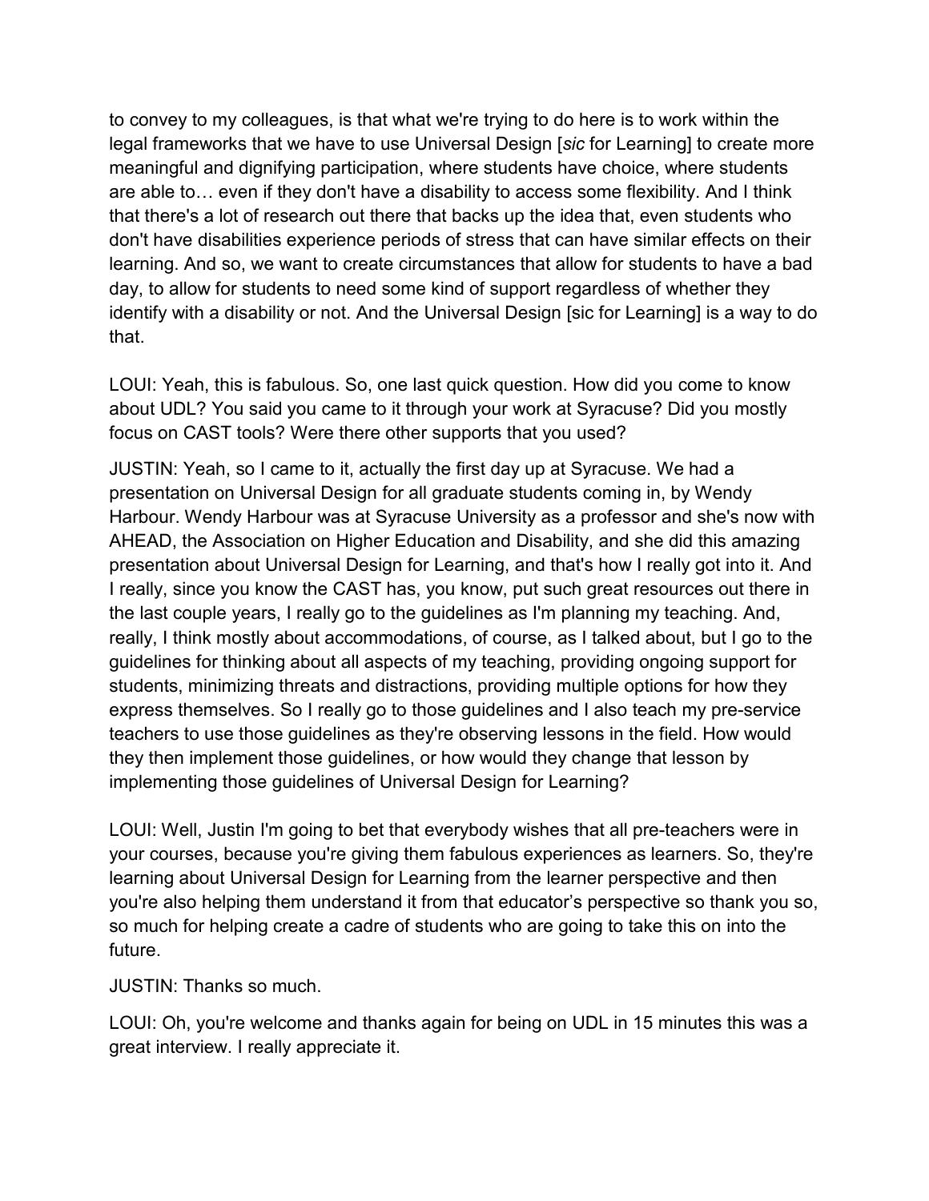to convey to my colleagues, is that what we're trying to do here is to work within the legal frameworks that we have to use Universal Design [*sic* for Learning] to create more meaningful and dignifying participation, where students have choice, where students are able to… even if they don't have a disability to access some flexibility. And I think that there's a lot of research out there that backs up the idea that, even students who don't have disabilities experience periods of stress that can have similar effects on their learning. And so, we want to create circumstances that allow for students to have a bad day, to allow for students to need some kind of support regardless of whether they identify with a disability or not. And the Universal Design [sic for Learning] is a way to do that.

LOUI: Yeah, this is fabulous. So, one last quick question. How did you come to know about UDL? You said you came to it through your work at Syracuse? Did you mostly focus on CAST tools? Were there other supports that you used?

JUSTIN: Yeah, so I came to it, actually the first day up at Syracuse. We had a presentation on Universal Design for all graduate students coming in, by Wendy Harbour. Wendy Harbour was at Syracuse University as a professor and she's now with AHEAD, the Association on Higher Education and Disability, and she did this amazing presentation about Universal Design for Learning, and that's how I really got into it. And I really, since you know the CAST has, you know, put such great resources out there in the last couple years, I really go to the guidelines as I'm planning my teaching. And, really, I think mostly about accommodations, of course, as I talked about, but I go to the guidelines for thinking about all aspects of my teaching, providing ongoing support for students, minimizing threats and distractions, providing multiple options for how they express themselves. So I really go to those guidelines and I also teach my pre-service teachers to use those guidelines as they're observing lessons in the field. How would they then implement those guidelines, or how would they change that lesson by implementing those guidelines of Universal Design for Learning?

LOUI: Well, Justin I'm going to bet that everybody wishes that all pre-teachers were in your courses, because you're giving them fabulous experiences as learners. So, they're learning about Universal Design for Learning from the learner perspective and then you're also helping them understand it from that educator's perspective so thank you so, so much for helping create a cadre of students who are going to take this on into the future.

JUSTIN: Thanks so much.

LOUI: Oh, you're welcome and thanks again for being on UDL in 15 minutes this was a great interview. I really appreciate it.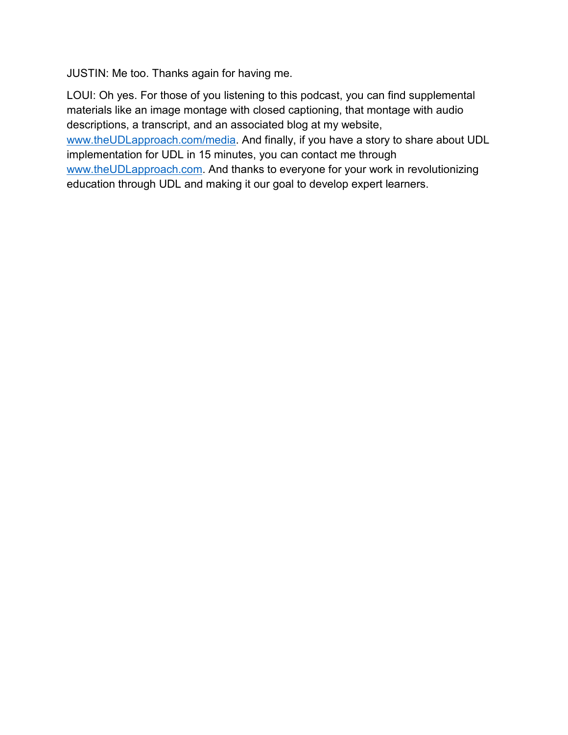JUSTIN: Me too. Thanks again for having me.

LOUI: Oh yes. For those of you listening to this podcast, you can find supplemental materials like an image montage with closed captioning, that montage with audio descriptions, a transcript, and an associated blog at my website, [www.theUDLapproach.com/media](www.theUDLapproach.com/media). And finally, if you have a story to share about UDL implementation for UDL in 15 minutes, you can contact me through [www.theUDLapproach.com](www.theUDLapproach.com). And thanks to everyone for your work in revolutionizing education through UDL and making it our goal to develop expert learners.